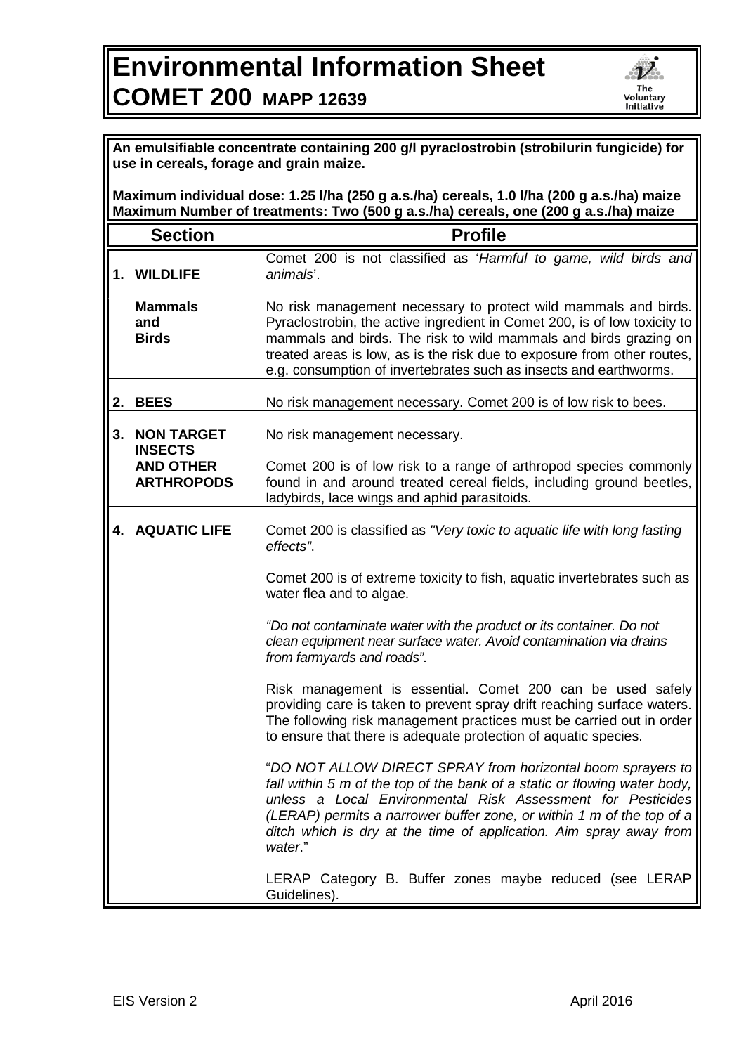# Environmental Information Sheet

## COMET 200 MAPP 12639

**An emulsifiable concentrate containing 200 g/l pyraclostrobin (strobilurin fungicide) for use in cereals, forage and grain maize.**

**Maximum individual dose: 1.25 l/ha (250 g a.s./ha) cereals, 1.0 l/ha (200 g a.s./ha) maize**
**Maximum Number of treatments: Two (500 g a.s./ha) cereals, one (200 g a.s./ha) maize**

| Section | Profile |
|---|---|
| **1. WILDLIFE** | Comet 200 is not classified as '*Harmful to game, wild birds and animals*'. |
| **Mammals and Birds** | No risk management necessary to protect wild mammals and birds. Pyraclostrobin, the active ingredient in Comet 200, is of low toxicity to mammals and birds. The risk to wild mammals and birds grazing on treated areas is low, as is the risk due to exposure from other routes, e.g. consumption of invertebrates such as insects and earthworms. |
| **2. BEES** | No risk management necessary. Comet 200 is of low risk to bees. |
| **3. NON TARGET INSECTS AND OTHER ARTHROPODS** | No risk management necessary.<br><br>Comet 200 is of low risk to a range of arthropod species commonly found in and around treated cereal fields, including ground beetles, ladybirds, lace wings and aphid parasitoids. |
| **4. AQUATIC LIFE** | Comet 200 is classified as *"Very toxic to aquatic life with long lasting effects"*.<br><br>Comet 200 is of extreme toxicity to fish, aquatic invertebrates such as water flea and to algae.<br><br>*"Do not contaminate water with the product or its container. Do not clean equipment near surface water. Avoid contamination via drains from farmyards and roads"*.<br><br>Risk management is essential. Comet 200 can be used safely providing care is taken to prevent spray drift reaching surface waters. The following risk management practices must be carried out in order to ensure that there is adequate protection of aquatic species.<br><br>"*DO NOT ALLOW DIRECT SPRAY from horizontal boom sprayers to fall within 5 m of the top of the bank of a static or flowing water body, unless a Local Environmental Risk Assessment for Pesticides (LERAP) permits a narrower buffer zone, or within 1 m of the top of a ditch which is dry at the time of application. Aim spray away from water*."<br><br>LERAP Category B. Buffer zones maybe reduced (see LERAP Guidelines). |

EIS Version 2 April 2016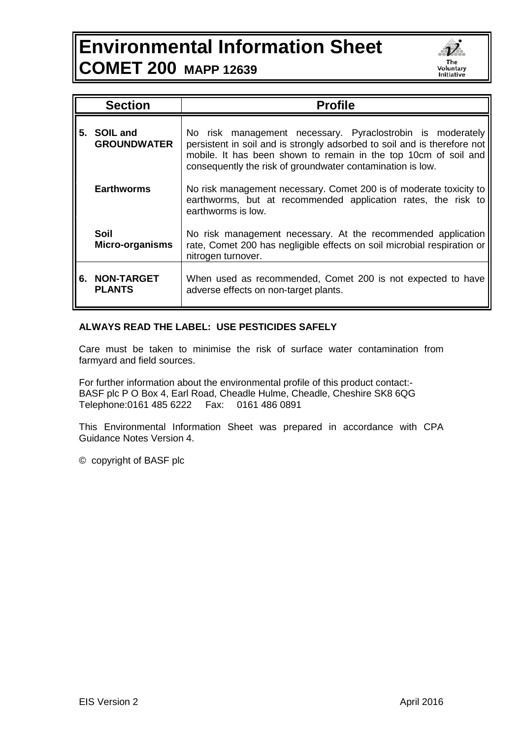# Environmental Information Sheet
## COMET 200 MAPP 12639

| Section | Profile |
|---|---|
| **5. SOIL and GROUNDWATER** | No risk management necessary. Pyraclostrobin is moderately persistent in soil and is strongly adsorbed to soil and is therefore not mobile. It has been shown to remain in the top 10cm of soil and consequently the risk of groundwater contamination is low. |
| **Earthworms** | No risk management necessary. Comet 200 is of moderate toxicity to earthworms, but at recommended application rates, the risk to earthworms is low. |
| **Soil Micro-organisms** | No risk management necessary. At the recommended application rate, Comet 200 has negligible effects on soil microbial respiration or nitrogen turnover. |
| **6. NON-TARGET PLANTS** | When used as recommended, Comet 200 is not expected to have adverse effects on non-target plants. |

**ALWAYS READ THE LABEL: USE PESTICIDES SAFELY**

Care must be taken to minimise the risk of surface water contamination from farmyard and field sources.

For further information about the environmental profile of this product contact:-
BASF plc P O Box 4, Earl Road, Cheadle Hulme, Cheadle, Cheshire SK8 6QG
Telephone:0161 485 6222 Fax: 0161 486 0891

This Environmental Information Sheet was prepared in accordance with CPA Guidance Notes Version 4.

© copyright of BASF plc

EIS Version 2 April 2016